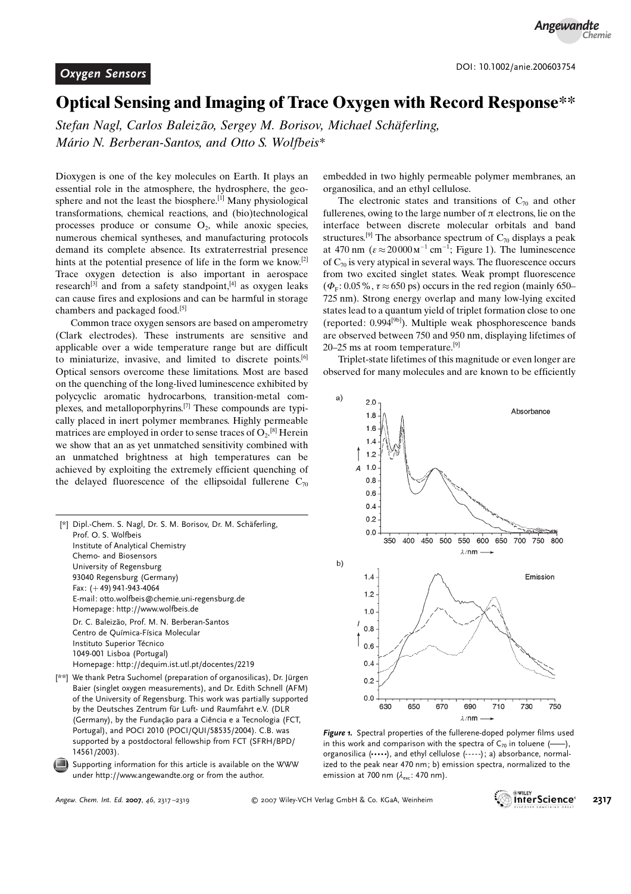## Oxygen Sensors

DOI: 10.1002/anie.200603754

# Optical Sensing and Imaging of Trace Oxygen with Record Response**

*Stefan Nagl, Carlos Baleizão, Sergey M. Borisov, Michael Schäferling, Mário N. Berberan-Santos, and Otto S. Wolfbeis**

Dioxygen is one of the key molecules on Earth. It plays an essential role in the atmosphere, the hydrosphere, the geosphere and not the least the biosphere.[1] Many physiological transformations, chemical reactions, and (bio)technological processes produce or consume $O_2$, while anoxic species, numerous chemical syntheses, and manufacturing protocols demand its complete absence. Its extraterrestrial presence hints at the potential presence of life in the form we know.[2] Trace oxygen detection is also important in aerospace research[3] and from a safety standpoint,[4] as oxygen leaks can cause fires and explosions and can be harmful in storage chambers and packaged food.[5]

Common trace oxygen sensors are based on amperometry (Clark electrodes). These instruments are sensitive and applicable over a wide temperature range but are difficult to miniaturize, invasive, and limited to discrete points.[6] Optical sensors overcome these limitations. Most are based on the quenching of the long-lived luminescence exhibited by polycyclic aromatic hydrocarbons, transition-metal complexes, and metalloporphyrins.[7] These compounds are typically placed in inert polymer membranes. Highly permeable matrices are employed in order to sense traces of $O_2$.[8] Herein we show that an as yet unmatched sensitivity combined with an unmatched brightness at high temperatures can be achieved by exploiting the extremely efficient quenching of the delayed fluorescence of the ellipsoidal fullerene $C_{70}$ embedded in two highly permeable polymer membranes, an organosilica, and an ethyl cellulose.

The electronic states and transitions of $C_{70}$ and other fullerenes, owing to the large number of π electrons, lie on the interface between discrete molecular orbitals and band structures.[9] The absorbance spectrum of $C_{70}$ displays a peak at 470 nm ($\varepsilon \approx 20\,000\,M^{-1}\,cm^{-1}$; Figure 1). The luminescence of $C_{70}$ is very atypical in several ways. The fluorescence occurs from two excited singlet states. Weak prompt fluorescence ($\Phi_F$: 0.05%, $\tau \approx 650$ ps) occurs in the red region (mainly 650–725 nm). Strong energy overlap and many low-lying excited states lead to a quantum yield of triplet formation close to one (reported: 0.994[9b]). Multiple weak phosphorescence bands are observed between 750 and 950 nm, displaying lifetimes of 20–25 ms at room temperature.[9]

Triplet-state lifetimes of this magnitude or even longer are observed for many molecules and are known to be efficiently

**Figure 1.** Spectral properties of the fullerene-doped polymer films used in this work and comparison with the spectra of $C_{70}$ in toluene (——), organosilica (•••••), and ethyl cellulose (-----); a) absorbance, normalized to the peak near 470 nm; b) emission spectra, normalized to the emission at 700 nm ($\lambda_{exc}$: 470 nm).

[*] Dipl.-Chem. S. Nagl, Dr. S. M. Borisov, Dr. M. Schäferling, Prof. O. S. Wolfbeis
Institute of Analytical Chemistry
Chemo- and Biosensors
University of Regensburg
93040 Regensburg (Germany)
Fax: (+49) 941-943-4064
E-mail: otto.wolfbeis@chemie.uni-regensburg.de
Homepage: http://www.wolfbeis.de

Dr. C. Baleizão, Prof. M. N. Berberan-Santos
Centro de Química-Física Molecular
Instituto Superior Técnico
1049-001 Lisboa (Portugal)
Homepage: http://dequim.ist.utl.pt/docentes/2219

[**] We thank Petra Suchomel (preparation of organosilicas), Dr. Jürgen Baier (singlet oxygen measurements), and Dr. Edith Schnell (AFM) of the University of Regensburg. This work was partially supported by the Deutsches Zentrum für Luft- und Raumfahrt e.V. (DLR (Germany), by the Fundação para a Ciência e a Tecnologia (FCT, Portugal), and POCI 2010 (POCI/QUI/58535/2004). C.B. was supported by a postdoctoral fellowship from FCT (SFRH/BPD/14561/2003).

Supporting information for this article is available on the WWW under http://www.angewandte.org or from the author.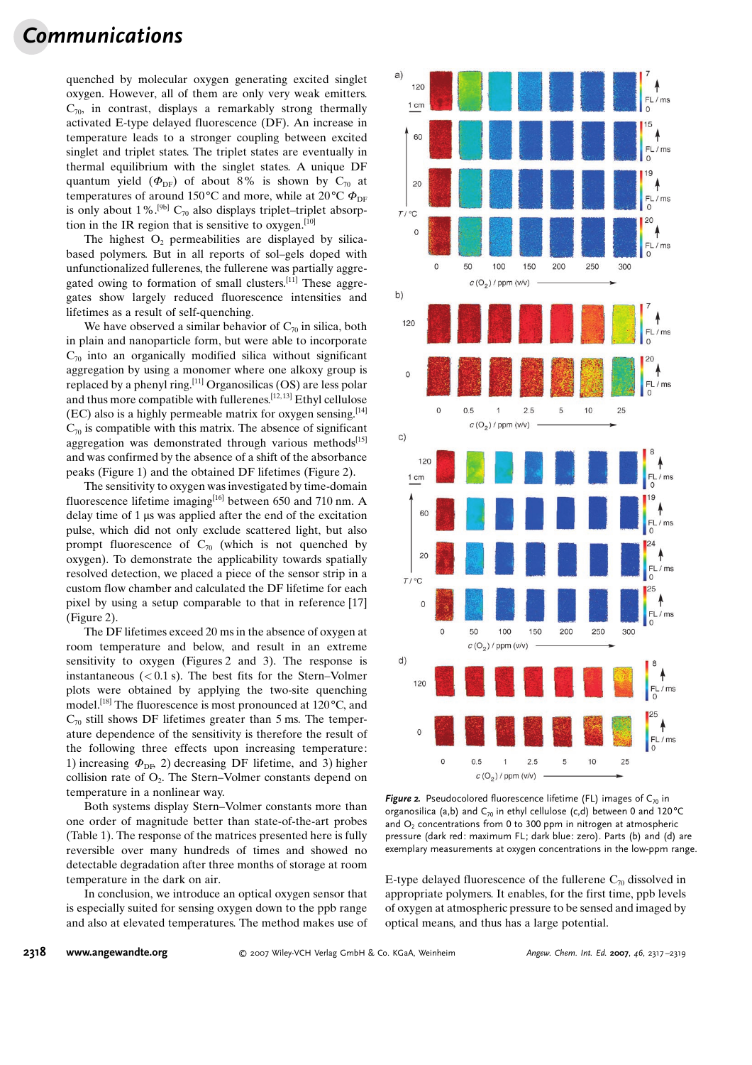quenched by molecular oxygen generating excited singlet oxygen. However, all of them are only very weak emitters. $C_{70}$, in contrast, displays a remarkably strong thermally activated E-type delayed fluorescence (DF). An increase in temperature leads to a stronger coupling between excited singlet and triplet states. The triplet states are eventually in thermal equilibrium with the singlet states. A unique DF quantum yield ($\Phi_{DF}$) of about 8% is shown by $C_{70}$ at temperatures of around 150°C and more, while at 20°C $\Phi_{DF}$ is only about 1%.[9b] $C_{70}$ also displays triplet–triplet absorption in the IR region that is sensitive to oxygen.[10]

The highest $O_2$ permeabilities are displayed by silica-based polymers. But in all reports of sol–gels doped with unfunctionalized fullerenes, the fullerene was partially aggregated owing to formation of small clusters.[11] These aggregates show largely reduced fluorescence intensities and lifetimes as a result of self-quenching.

We have observed a similar behavior of $C_{70}$ in silica, both in plain and nanoparticle form, but were able to incorporate $C_{70}$ into an organically modified silica without significant aggregation by using a monomer where one alkoxy group is replaced by a phenyl ring.[11] Organosilicas (OS) are less polar and thus more compatible with fullerenes.[12,13] Ethyl cellulose (EC) also is a highly permeable matrix for oxygen sensing.[14] $C_{70}$ is compatible with this matrix. The absence of significant aggregation was demonstrated through various methods[15] and was confirmed by the absence of a shift of the absorbance peaks (Figure 1) and the obtained DF lifetimes (Figure 2).

The sensitivity to oxygen was investigated by time-domain fluorescence lifetime imaging[16] between 650 and 710 nm. A delay time of 1 μs was applied after the end of the excitation pulse, which did not only exclude scattered light, but also prompt fluorescence of $C_{70}$ (which is not quenched by oxygen). To demonstrate the applicability towards spatially resolved detection, we placed a piece of the sensor strip in a custom flow chamber and calculated the DF lifetime for each pixel by using a setup comparable to that in reference [17] (Figure 2).

The DF lifetimes exceed 20 ms in the absence of oxygen at room temperature and below, and result in an extreme sensitivity to oxygen (Figures 2 and 3). The response is instantaneous (< 0.1 s). The best fits for the Stern–Volmer plots were obtained by applying the two-site quenching model.[18] The fluorescence is most pronounced at 120°C, and $C_{70}$ still shows DF lifetimes greater than 5 ms. The temperature dependence of the sensitivity is therefore the result of the following three effects upon increasing temperature: 1) increasing $\Phi_{DF}$, 2) decreasing DF lifetime, and 3) higher collision rate of $O_2$. The Stern–Volmer constants depend on temperature in a nonlinear way.

Both systems display Stern–Volmer constants more than one order of magnitude better than state-of-the-art probes (Table 1). The response of the matrices presented here is fully reversible over many hundreds of times and showed no detectable degradation after three months of storage at room temperature in the dark on air.

In conclusion, we introduce an optical oxygen sensor that is especially suited for sensing oxygen down to the ppb range and also at elevated temperatures. The method makes use of E-type delayed fluorescence of the fullerene $C_{70}$ dissolved in appropriate polymers. It enables, for the first time, ppb levels of oxygen at atmospheric pressure to be sensed and imaged by optical means, and thus has a large potential.

**Figure 2.** Pseudocolored fluorescence lifetime (FL) images of $C_{70}$ in organosilica (a,b) and $C_{70}$ in ethyl cellulose (c,d) between 0 and 120°C and $O_2$ concentrations from 0 to 300 ppm in nitrogen at atmospheric pressure (dark red: maximum FL; dark blue: zero). Parts (b) and (d) are exemplary measurements at oxygen concentrations in the low-ppm range.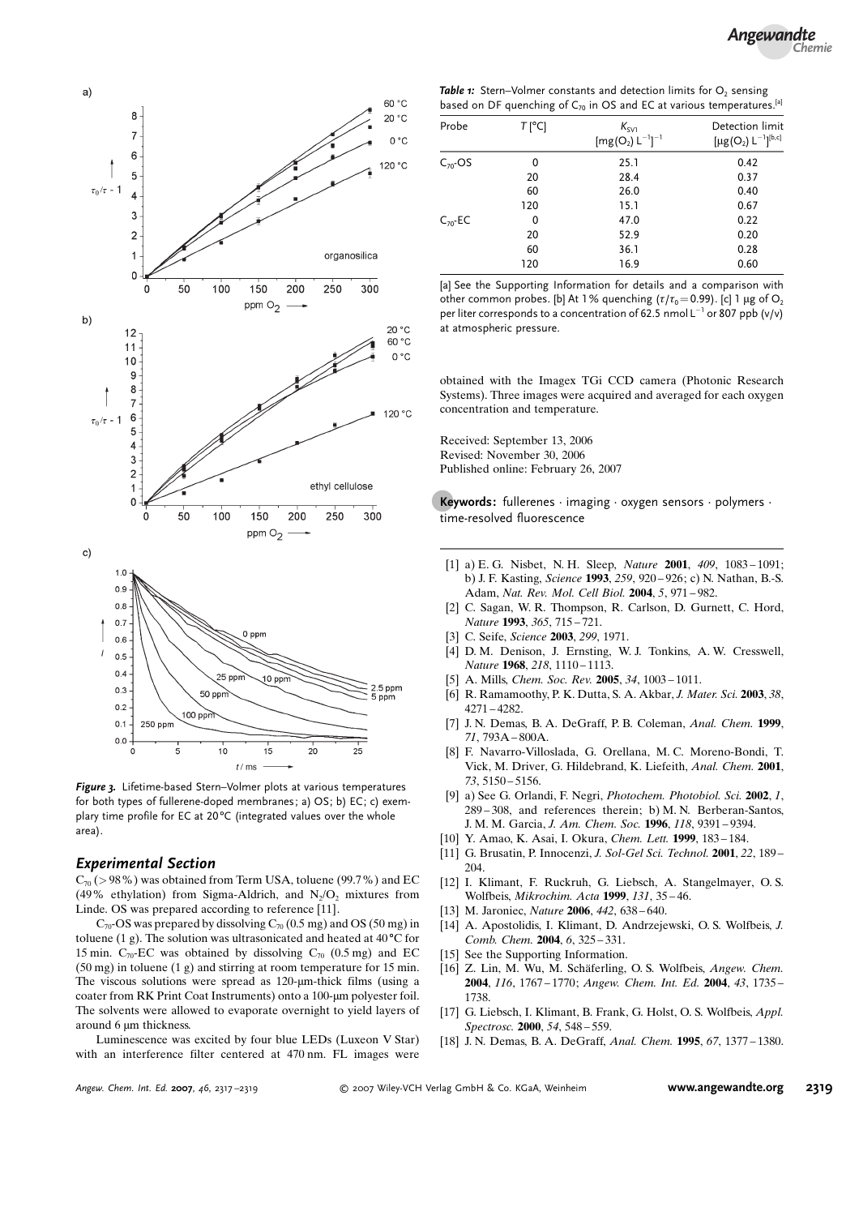a)

60 °C
20 °C
0 °C
120 °C

$\tau_0/\tau - 1$

organosilica

ppm $O_2$

b)

20 °C
60 °C
0 °C
120 °C

$\tau_0/\tau - 1$

ethyl cellulose

ppm $O_2$

c)

$I$

0 ppm
25 ppm
10 ppm
2.5 ppm
5 ppm
50 ppm
100 ppm
250 ppm

$t$ / ms

**Figure 3.** Lifetime-based Stern–Volmer plots at various temperatures for both types of fullerene-doped membranes; a) OS; b) EC; c) exemplary time profile for EC at 20 °C (integrated values over the whole area).

## Experimental Section

$C_{70}$ (> 98 %) was obtained from Term USA, toluene (99.7 %) and EC (49 % ethylation) from Sigma-Aldrich, and $N_2/O_2$ mixtures from Linde. OS was prepared according to reference [11].

$C_{70}$-OS was prepared by dissolving $C_{70}$ (0.5 mg) and OS (50 mg) in toluene (1 g). The solution was ultrasonicated and heated at 40 °C for 15 min. $C_{70}$-EC was obtained by dissolving $C_{70}$ (0.5 mg) and EC (50 mg) in toluene (1 g) and stirring at room temperature for 15 min. The viscous solutions were spread as 120-μm-thick films (using a coater from RK Print Coat Instruments) onto a 100-μm polyester foil. The solvents were allowed to evaporate overnight to yield layers of around 6 μm thickness.

Luminescence was excited by four blue LEDs (Luxeon V Star) with an interference filter centered at 470 nm. FL images were obtained with the Imagex TGi CCD camera (Photonic Research Systems). Three images were acquired and averaged for each oxygen concentration and temperature.

**Table 1:** Stern–Volmer constants and detection limits for $O_2$ sensing based on DF quenching of $C_{70}$ in OS and EC at various temperatures.[a]

| Probe | $T$ [°C] | $K_{SV1}$ $[\text{mg}(O_2)\,\text{L}^{-1}]^{-1}$ | Detection limit $[\mu\text{g}(O_2)\,\text{L}^{-1}]$[b,c] |
|---|---|---|---|
| $C_{70}$-OS | 0 | 25.1 | 0.42 |
| | 20 | 28.4 | 0.37 |
| | 60 | 26.0 | 0.40 |
| | 120 | 15.1 | 0.67 |
| $C_{70}$-EC | 0 | 47.0 | 0.22 |
| | 20 | 52.9 | 0.20 |
| | 60 | 36.1 | 0.28 |
| | 120 | 16.9 | 0.60 |

[a] See the Supporting Information for details and a comparison with other common probes. [b] At 1 % quenching ($\tau/\tau_0 = 0.99$). [c] 1 μg of $O_2$ per liter corresponds to a concentration of 62.5 nmol $\text{L}^{-1}$ or 807 ppb (v/v) at atmospheric pressure.

Received: September 13, 2006
Revised: November 30, 2006
Published online: February 26, 2007

**Keywords:** fullerenes · imaging · oxygen sensors · polymers · time-resolved fluorescence

[1] a) E. G. Nisbet, N. H. Sleep, *Nature* **2001**, *409*, 1083 – 1091; b) J. F. Kasting, *Science* **1993**, *259*, 920 – 926; c) N. Nathan, B.-S. Adam, *Nat. Rev. Mol. Cell Biol.* **2004**, *5*, 971 – 982.
[2] C. Sagan, W. R. Thompson, R. Carlson, D. Gurnett, C. Hord, *Nature* **1993**, *365*, 715 – 721.
[3] C. Seife, *Science* **2003**, *299*, 1971.
[4] D. M. Denison, J. Ernsting, W. J. Tonkins, A. W. Cresswell, *Nature* **1968**, *218*, 1110 – 1113.
[5] A. Mills, *Chem. Soc. Rev.* **2005**, *34*, 1003 – 1011.
[6] R. Ramamoothy, P. K. Dutta, S. A. Akbar, *J. Mater. Sci.* **2003**, *38*, 4271 – 4282.
[7] J. N. Demas, B. A. DeGraff, P. B. Coleman, *Anal. Chem.* **1999**, *71*, 793A – 800A.
[8] F. Navarro-Villoslada, G. Orellana, M. C. Moreno-Bondi, T. Vick, M. Driver, G. Hildebrand, K. Liefeith, *Anal. Chem.* **2001**, *73*, 5150 – 5156.
[9] a) See G. Orlandi, F. Negri, *Photochem. Photobiol. Sci.* **2002**, *1*, 289 – 308, and references therein; b) M. N. Berberan-Santos, J. M. M. Garcia, *J. Am. Chem. Soc.* **1996**, *118*, 9391 – 9394.
[10] Y. Amao, K. Asai, I. Okura, *Chem. Lett.* **1999**, 183 – 184.
[11] G. Brusatin, P. Innocenzi, *J. Sol-Gel Sci. Technol.* **2001**, *22*, 189 – 204.
[12] I. Klimant, F. Ruckruh, G. Liebsch, A. Stangelmayer, O. S. Wolfbeis, *Mikrochim. Acta* **1999**, *131*, 35 – 46.
[13] M. Jaroniec, *Nature* **2006**, *442*, 638 – 640.
[14] A. Apostolidis, I. Klimant, D. Andrzejewski, O. S. Wolfbeis, *J. Comb. Chem.* **2004**, *6*, 325 – 331.
[15] See the Supporting Information.
[16] Z. Lin, M. Wu, M. Schäferling, O. S. Wolfbeis, *Angew. Chem.* **2004**, *116*, 1767 – 1770; *Angew. Chem. Int. Ed.* **2004**, *43*, 1735 – 1738.
[17] G. Liebsch, I. Klimant, B. Frank, G. Holst, O. S. Wolfbeis, *Appl. Spectrosc.* **2000**, *54*, 548 – 559.
[18] J. N. Demas, B. A. DeGraff, *Anal. Chem.* **1995**, *67*, 1377 – 1380.